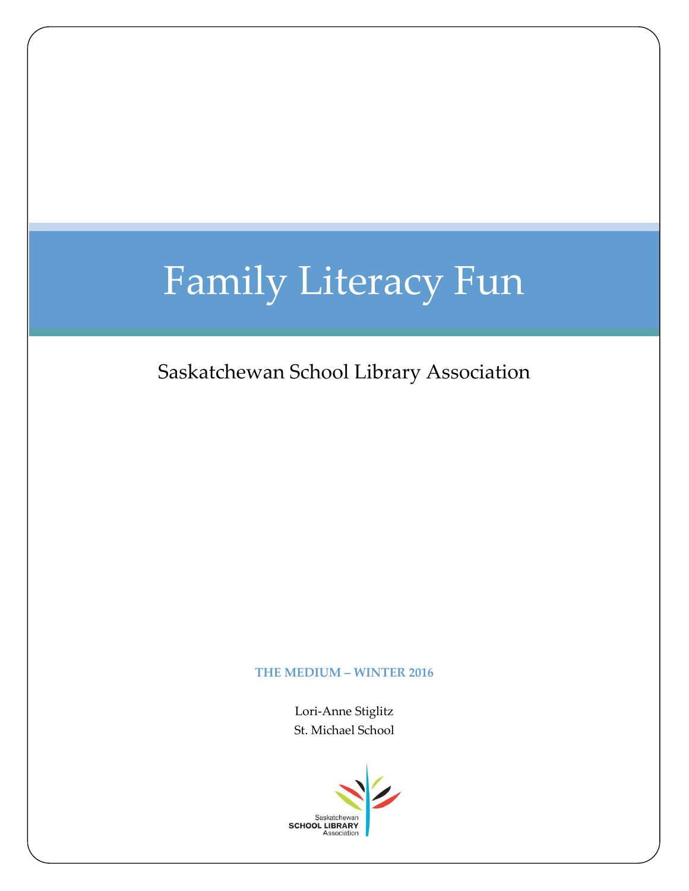# Family Literacy Fun

## Saskatchewan School Library Association

**THE MEDIUM – WINTER 2016**

Lori-Anne Stiglitz
St. Michael School

Saskatchewan
SCHOOL LIBRARY
Association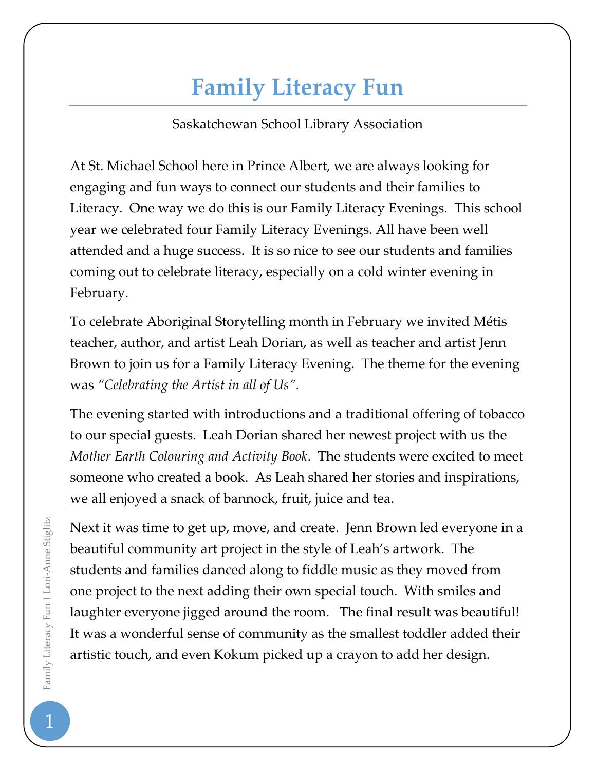# Family Literacy Fun

Saskatchewan School Library Association

At St. Michael School here in Prince Albert, we are always looking for engaging and fun ways to connect our students and their families to Literacy. One way we do this is our Family Literacy Evenings. This school year we celebrated four Family Literacy Evenings. All have been well attended and a huge success. It is so nice to see our students and families coming out to celebrate literacy, especially on a cold winter evening in February.

To celebrate Aboriginal Storytelling month in February we invited Métis teacher, author, and artist Leah Dorian, as well as teacher and artist Jenn Brown to join us for a Family Literacy Evening. The theme for the evening was *"Celebrating the Artist in all of Us".*

The evening started with introductions and a traditional offering of tobacco to our special guests. Leah Dorian shared her newest project with us the *Mother Earth Colouring and Activity Book*. The students were excited to meet someone who created a book. As Leah shared her stories and inspirations, we all enjoyed a snack of bannock, fruit, juice and tea.

Next it was time to get up, move, and create. Jenn Brown led everyone in a beautiful community art project in the style of Leah's artwork. The students and families danced along to fiddle music as they moved from one project to the next adding their own special touch. With smiles and laughter everyone jigged around the room. The final result was beautiful! It was a wonderful sense of community as the smallest toddler added their artistic touch, and even Kokum picked up a crayon to add her design.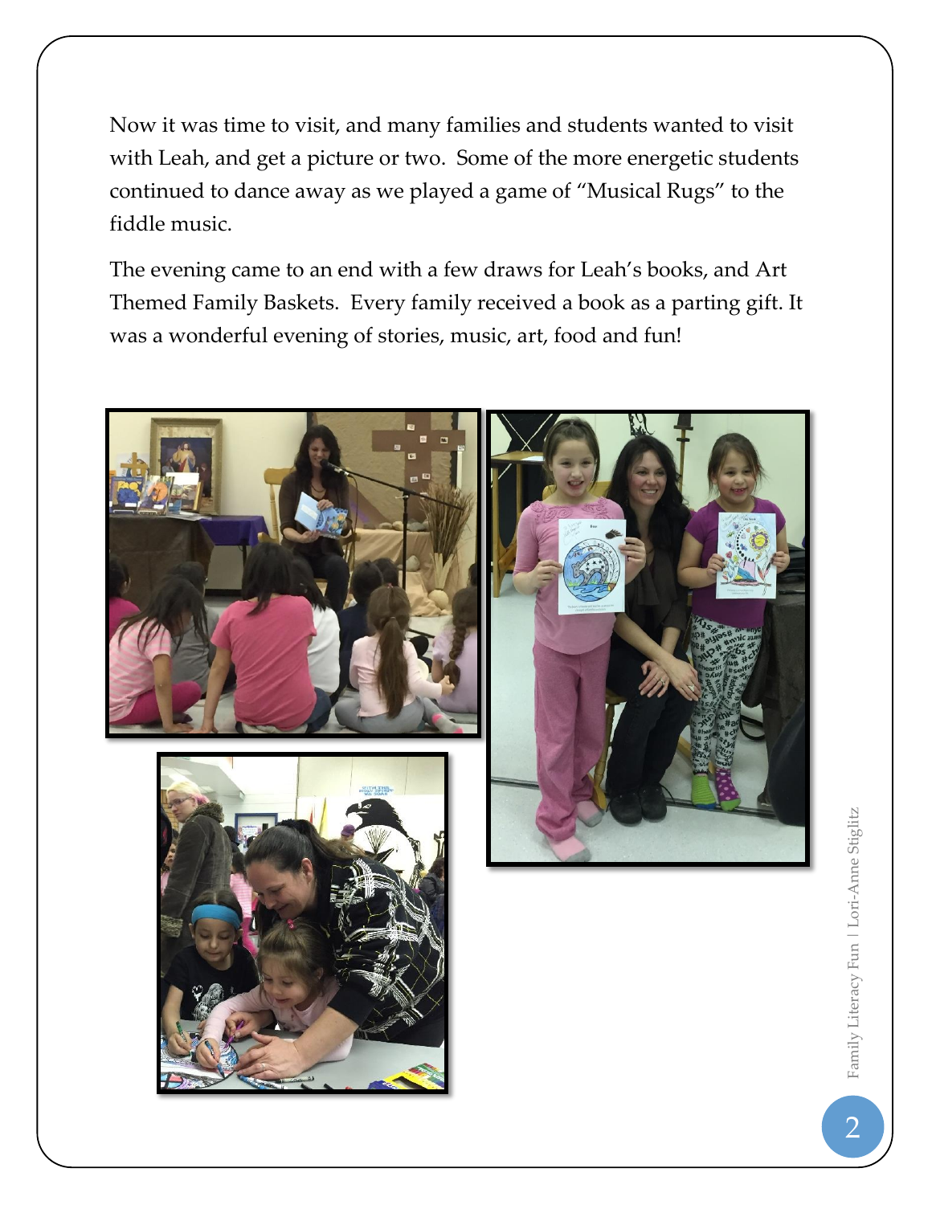Now it was time to visit, and many families and students wanted to visit with Leah, and get a picture or two. Some of the more energetic students continued to dance away as we played a game of "Musical Rugs" to the fiddle music.

The evening came to an end with a few draws for Leah's books, and Art Themed Family Baskets. Every family received a book as a parting gift. It was a wonderful evening of stories, music, art, food and fun!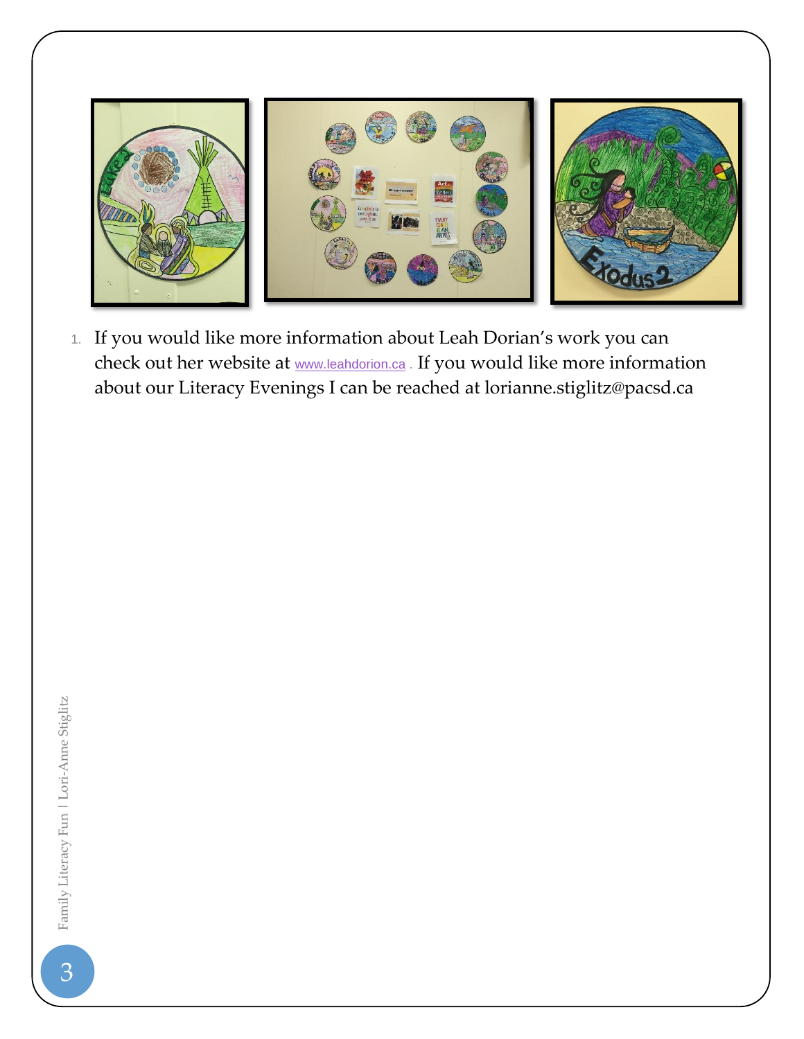1. If you would like more information about Leah Dorian's work you can check out her website at www.leahdorion.ca . If you would like more information about our Literacy Evenings I can be reached at lorianne.stiglitz@pacsd.ca